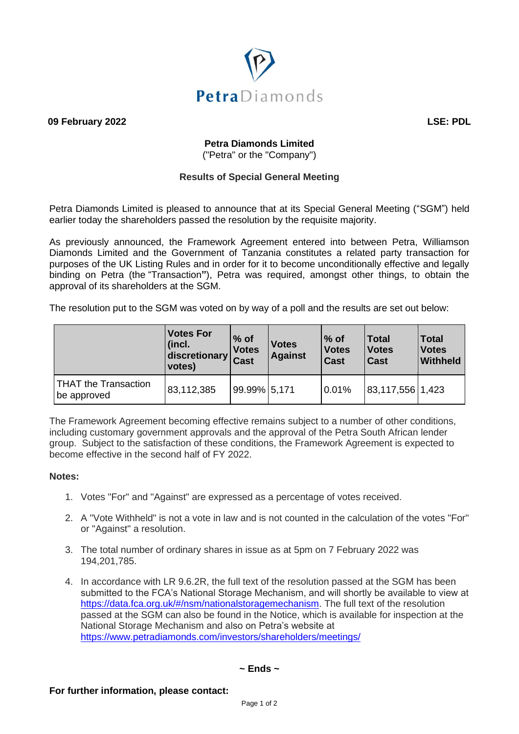PetraDiamonds

**09 February 2022** **LSE: PDL**

**Petra Diamonds Limited**
("Petra" or the "Company")

**Results of Special General Meeting**

Petra Diamonds Limited is pleased to announce that at its Special General Meeting ("SGM") held earlier today the shareholders passed the resolution by the requisite majority.

As previously announced, the Framework Agreement entered into between Petra, Williamson Diamonds Limited and the Government of Tanzania constitutes a related party transaction for purposes of the UK Listing Rules and in order for it to become unconditionally effective and legally binding on Petra (the "Transaction"), Petra was required, amongst other things, to obtain the approval of its shareholders at the SGM.

The resolution put to the SGM was voted on by way of a poll and the results are set out below:

| | **Votes For (incl. discretionary votes)** | **% of Votes Cast** | **Votes Against** | **% of Votes Cast** | **Total Votes Cast** | **Total Votes Withheld** |
|---|---|---|---|---|---|---|
| THAT the Transaction be approved | 83,112,385 | 99.99% | 5,171 | 0.01% | 83,117,556 | 1,423 |

The Framework Agreement becoming effective remains subject to a number of other conditions, including customary government approvals and the approval of the Petra South African lender group. Subject to the satisfaction of these conditions, the Framework Agreement is expected to become effective in the second half of FY 2022.

**Notes:**

1. Votes "For" and "Against" are expressed as a percentage of votes received.
2. A "Vote Withheld" is not a vote in law and is not counted in the calculation of the votes "For" or "Against" a resolution.
3. The total number of ordinary shares in issue as at 5pm on 7 February 2022 was 194,201,785.
4. In accordance with LR 9.6.2R, the full text of the resolution passed at the SGM has been submitted to the FCA's National Storage Mechanism, and will shortly be available to view at https://data.fca.org.uk/#/nsm/nationalstoragemechanism. The full text of the resolution passed at the SGM can also be found in the Notice, which is available for inspection at the National Storage Mechanism and also on Petra's website at https://www.petradiamonds.com/investors/shareholders/meetings/

**~ Ends ~**

**For further information, please contact:**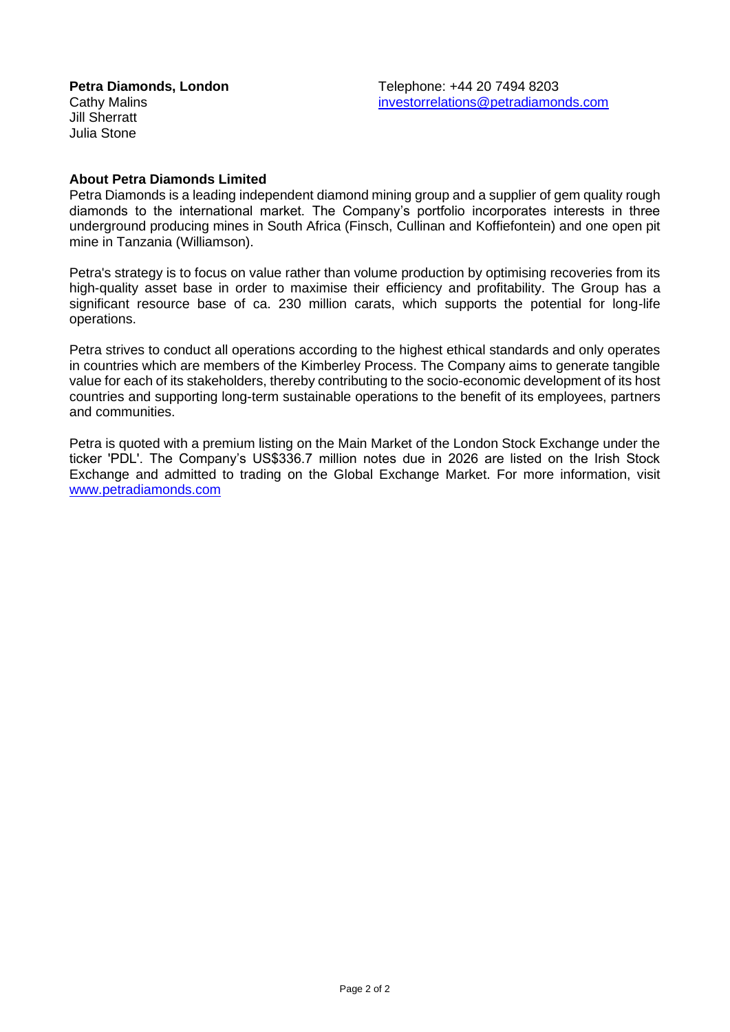**Petra Diamonds, London**
Cathy Malins
Jill Sherratt
Julia Stone

Telephone: +44 20 7494 8203
investorrelations@petradiamonds.com

**About Petra Diamonds Limited**

Petra Diamonds is a leading independent diamond mining group and a supplier of gem quality rough diamonds to the international market. The Company's portfolio incorporates interests in three underground producing mines in South Africa (Finsch, Cullinan and Koffiefontein) and one open pit mine in Tanzania (Williamson).

Petra's strategy is to focus on value rather than volume production by optimising recoveries from its high-quality asset base in order to maximise their efficiency and profitability. The Group has a significant resource base of ca. 230 million carats, which supports the potential for long-life operations.

Petra strives to conduct all operations according to the highest ethical standards and only operates in countries which are members of the Kimberley Process. The Company aims to generate tangible value for each of its stakeholders, thereby contributing to the socio-economic development of its host countries and supporting long-term sustainable operations to the benefit of its employees, partners and communities.

Petra is quoted with a premium listing on the Main Market of the London Stock Exchange under the ticker 'PDL'. The Company's US$336.7 million notes due in 2026 are listed on the Irish Stock Exchange and admitted to trading on the Global Exchange Market. For more information, visit www.petradiamonds.com